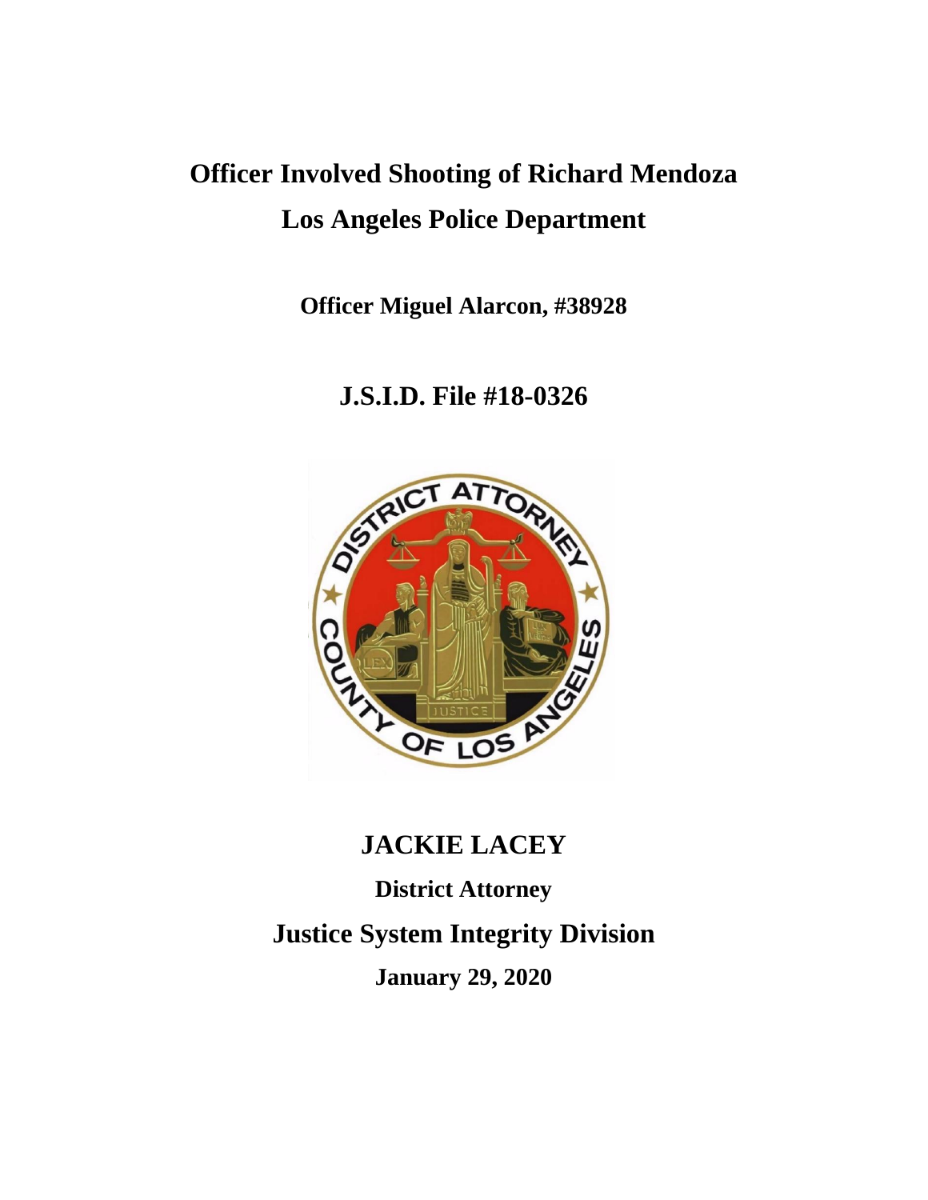# Officer Involved Shooting of Richard Mendoza

# Los Angeles Police Department

**Officer Miguel Alarcon, #38928**

## J.S.I.D. File #18-0326

## JACKIE LACEY

**District Attorney**

## Justice System Integrity Division

**January 29, 2020**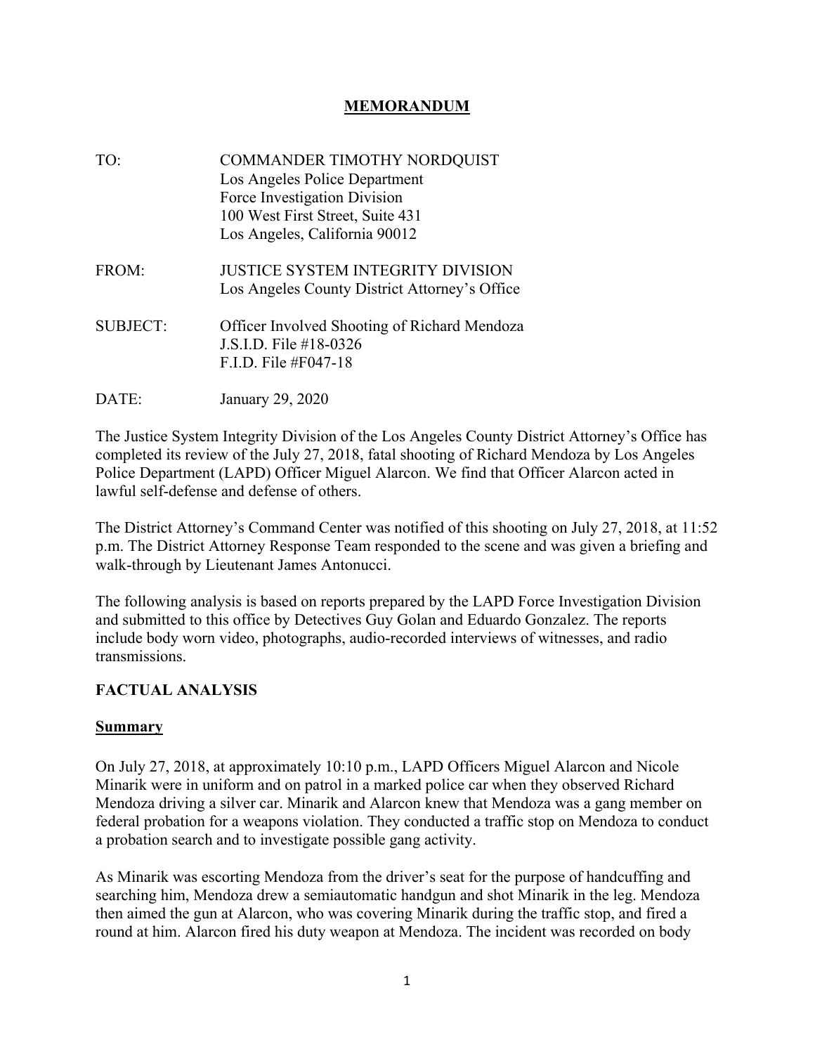# MEMORANDUM

TO: COMMANDER TIMOTHY NORDQUIST
Los Angeles Police Department
Force Investigation Division
100 West First Street, Suite 431
Los Angeles, California 90012

FROM: JUSTICE SYSTEM INTEGRITY DIVISION
Los Angeles County District Attorney's Office

SUBJECT: Officer Involved Shooting of Richard Mendoza
J.S.I.D. File #18-0326
F.I.D. File #F047-18

DATE: January 29, 2020

The Justice System Integrity Division of the Los Angeles County District Attorney's Office has completed its review of the July 27, 2018, fatal shooting of Richard Mendoza by Los Angeles Police Department (LAPD) Officer Miguel Alarcon. We find that Officer Alarcon acted in lawful self-defense and defense of others.

The District Attorney's Command Center was notified of this shooting on July 27, 2018, at 11:52 p.m. The District Attorney Response Team responded to the scene and was given a briefing and walk-through by Lieutenant James Antonucci.

The following analysis is based on reports prepared by the LAPD Force Investigation Division and submitted to this office by Detectives Guy Golan and Eduardo Gonzalez. The reports include body worn video, photographs, audio-recorded interviews of witnesses, and radio transmissions.

## FACTUAL ANALYSIS

### Summary

On July 27, 2018, at approximately 10:10 p.m., LAPD Officers Miguel Alarcon and Nicole Minarik were in uniform and on patrol in a marked police car when they observed Richard Mendoza driving a silver car. Minarik and Alarcon knew that Mendoza was a gang member on federal probation for a weapons violation. They conducted a traffic stop on Mendoza to conduct a probation search and to investigate possible gang activity.

As Minarik was escorting Mendoza from the driver's seat for the purpose of handcuffing and searching him, Mendoza drew a semiautomatic handgun and shot Minarik in the leg. Mendoza then aimed the gun at Alarcon, who was covering Minarik during the traffic stop, and fired a round at him. Alarcon fired his duty weapon at Mendoza. The incident was recorded on body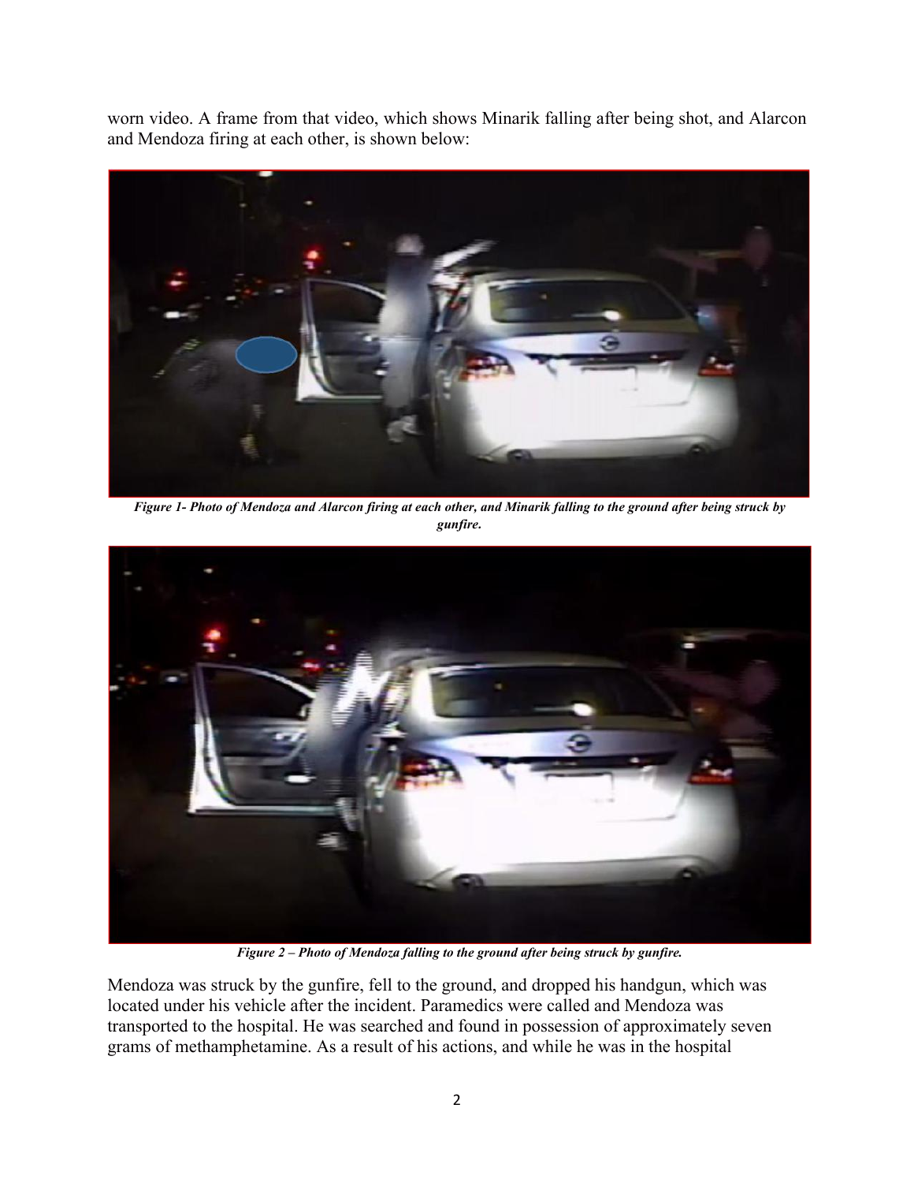worn video. A frame from that video, which shows Minarik falling after being shot, and Alarcon and Mendoza firing at each other, is shown below:

***Figure 1- Photo of Mendoza and Alarcon firing at each other, and Minarik falling to the ground after being struck by gunfire.***

***Figure 2 – Photo of Mendoza falling to the ground after being struck by gunfire.***

Mendoza was struck by the gunfire, fell to the ground, and dropped his handgun, which was located under his vehicle after the incident. Paramedics were called and Mendoza was transported to the hospital. He was searched and found in possession of approximately seven grams of methamphetamine. As a result of his actions, and while he was in the hospital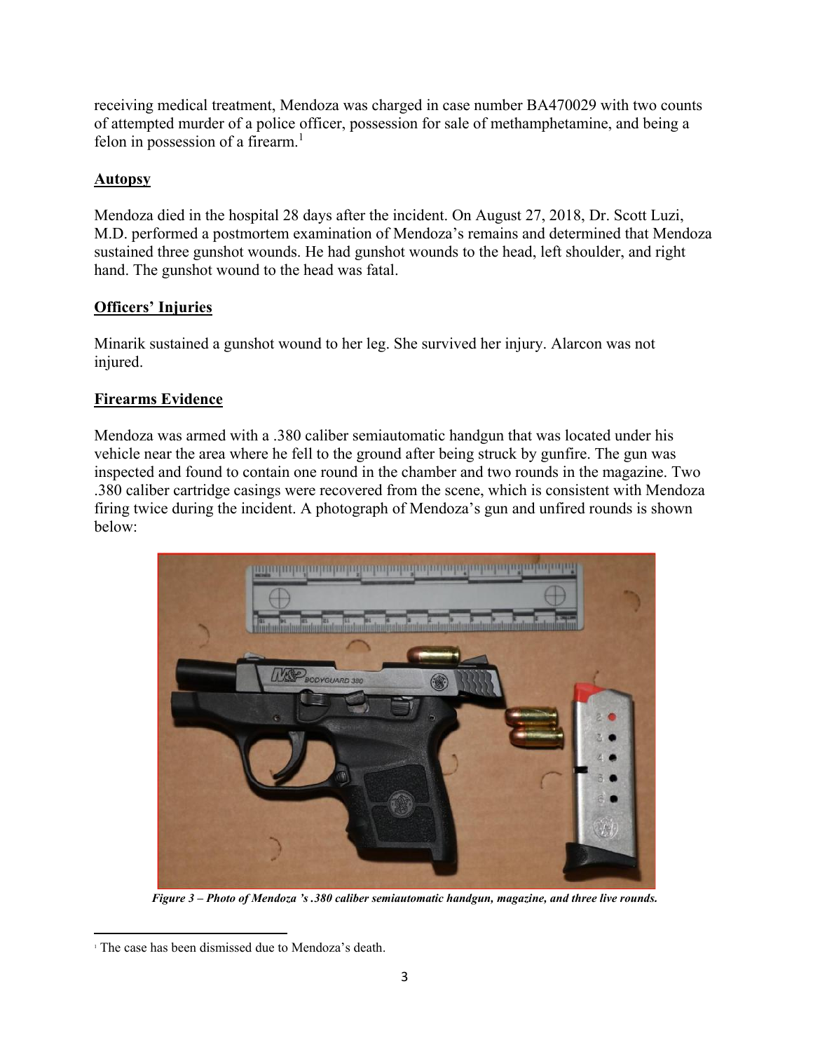receiving medical treatment, Mendoza was charged in case number BA470029 with two counts of attempted murder of a police officer, possession for sale of methamphetamine, and being a felon in possession of a firearm.[1]

## **Autopsy**

Mendoza died in the hospital 28 days after the incident. On August 27, 2018, Dr. Scott Luzi, M.D. performed a postmortem examination of Mendoza's remains and determined that Mendoza sustained three gunshot wounds. He had gunshot wounds to the head, left shoulder, and right hand. The gunshot wound to the head was fatal.

## **Officers' Injuries**

Minarik sustained a gunshot wound to her leg. She survived her injury. Alarcon was not injured.

## **Firearms Evidence**

Mendoza was armed with a .380 caliber semiautomatic handgun that was located under his vehicle near the area where he fell to the ground after being struck by gunfire. The gun was inspected and found to contain one round in the chamber and two rounds in the magazine. Two .380 caliber cartridge casings were recovered from the scene, which is consistent with Mendoza firing twice during the incident. A photograph of Mendoza's gun and unfired rounds is shown below:

***Figure 3 – Photo of Mendoza 's .380 caliber semiautomatic handgun, magazine, and three live rounds.***

[1] The case has been dismissed due to Mendoza's death.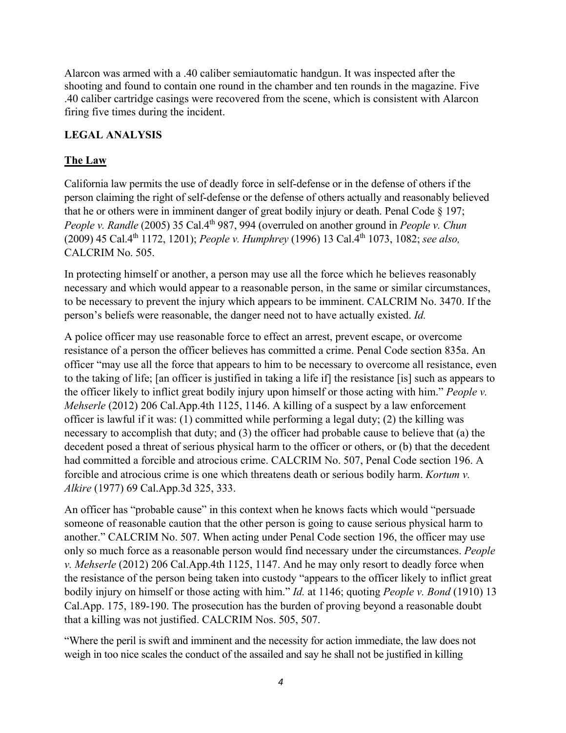Alarcon was armed with a .40 caliber semiautomatic handgun. It was inspected after the shooting and found to contain one round in the chamber and ten rounds in the magazine. Five .40 caliber cartridge casings were recovered from the scene, which is consistent with Alarcon firing five times during the incident.

## LEGAL ANALYSIS

### The Law

California law permits the use of deadly force in self-defense or in the defense of others if the person claiming the right of self-defense or the defense of others actually and reasonably believed that he or others were in imminent danger of great bodily injury or death. Penal Code § 197; *People v. Randle* (2005) 35 Cal.4th 987, 994 (overruled on another ground in *People v. Chun* (2009) 45 Cal.4th 1172, 1201); *People v. Humphrey* (1996) 13 Cal.4th 1073, 1082; *see also,* CALCRIM No. 505.

In protecting himself or another, a person may use all the force which he believes reasonably necessary and which would appear to a reasonable person, in the same or similar circumstances, to be necessary to prevent the injury which appears to be imminent. CALCRIM No. 3470. If the person's beliefs were reasonable, the danger need not to have actually existed. *Id.*

A police officer may use reasonable force to effect an arrest, prevent escape, or overcome resistance of a person the officer believes has committed a crime. Penal Code section 835a. An officer "may use all the force that appears to him to be necessary to overcome all resistance, even to the taking of life; [an officer is justified in taking a life if] the resistance [is] such as appears to the officer likely to inflict great bodily injury upon himself or those acting with him." *People v. Mehserle* (2012) 206 Cal.App.4th 1125, 1146. A killing of a suspect by a law enforcement officer is lawful if it was: (1) committed while performing a legal duty; (2) the killing was necessary to accomplish that duty; and (3) the officer had probable cause to believe that (a) the decedent posed a threat of serious physical harm to the officer or others, or (b) that the decedent had committed a forcible and atrocious crime. CALCRIM No. 507, Penal Code section 196. A forcible and atrocious crime is one which threatens death or serious bodily harm. *Kortum v. Alkire* (1977) 69 Cal.App.3d 325, 333.

An officer has "probable cause" in this context when he knows facts which would "persuade someone of reasonable caution that the other person is going to cause serious physical harm to another." CALCRIM No. 507. When acting under Penal Code section 196, the officer may use only so much force as a reasonable person would find necessary under the circumstances. *People v. Mehserle* (2012) 206 Cal.App.4th 1125, 1147. And he may only resort to deadly force when the resistance of the person being taken into custody "appears to the officer likely to inflict great bodily injury on himself or those acting with him." *Id.* at 1146; quoting *People v. Bond* (1910) 13 Cal.App. 175, 189-190. The prosecution has the burden of proving beyond a reasonable doubt that a killing was not justified. CALCRIM Nos. 505, 507.

"Where the peril is swift and imminent and the necessity for action immediate, the law does not weigh in too nice scales the conduct of the assailed and say he shall not be justified in killing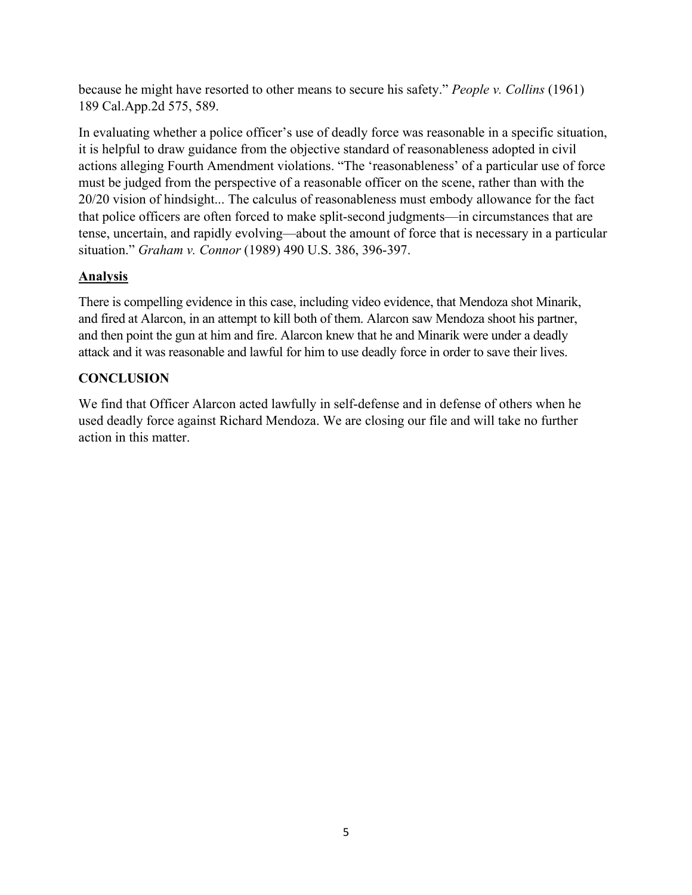because he might have resorted to other means to secure his safety." *People v. Collins* (1961) 189 Cal.App.2d 575, 589.

In evaluating whether a police officer's use of deadly force was reasonable in a specific situation, it is helpful to draw guidance from the objective standard of reasonableness adopted in civil actions alleging Fourth Amendment violations. "The 'reasonableness' of a particular use of force must be judged from the perspective of a reasonable officer on the scene, rather than with the 20/20 vision of hindsight... The calculus of reasonableness must embody allowance for the fact that police officers are often forced to make split-second judgments—in circumstances that are tense, uncertain, and rapidly evolving—about the amount of force that is necessary in a particular situation." *Graham v. Connor* (1989) 490 U.S. 386, 396-397.

## <u>Analysis</u>

There is compelling evidence in this case, including video evidence, that Mendoza shot Minarik, and fired at Alarcon, in an attempt to kill both of them. Alarcon saw Mendoza shoot his partner, and then point the gun at him and fire. Alarcon knew that he and Minarik were under a deadly attack and it was reasonable and lawful for him to use deadly force in order to save their lives.

## CONCLUSION

We find that Officer Alarcon acted lawfully in self-defense and in defense of others when he used deadly force against Richard Mendoza. We are closing our file and will take no further action in this matter.